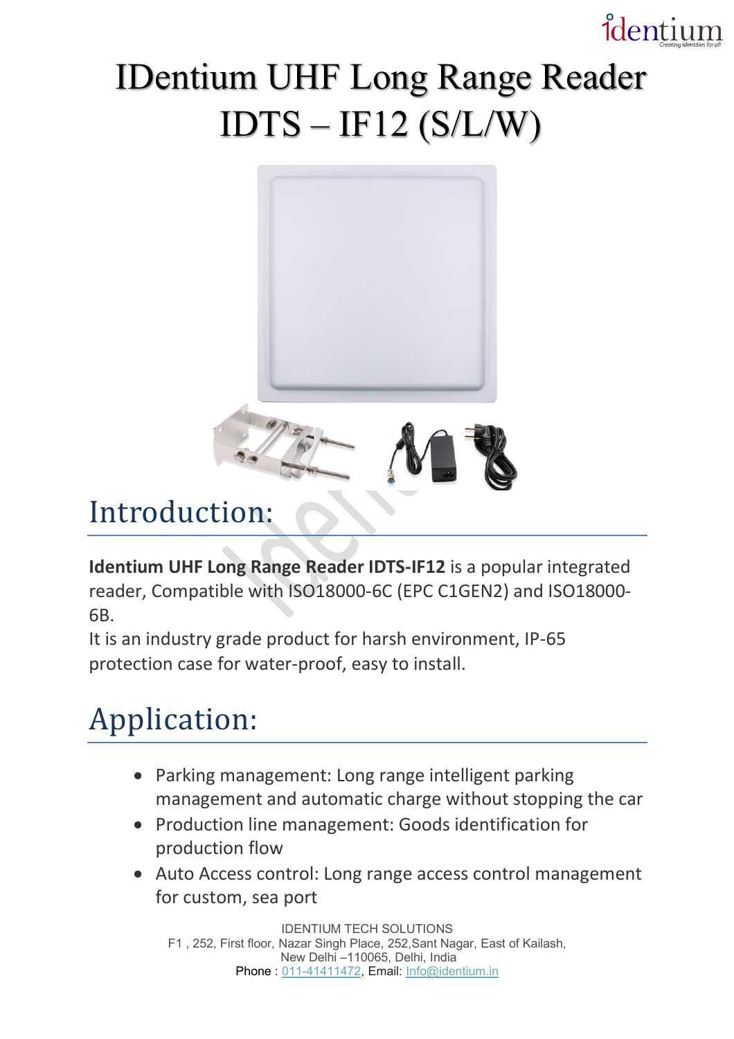# IDentium UHF Long Range Reader IDTS – IF12 (S/L/W)

## Introduction:

**Identium UHF Long Range Reader IDTS-IF12** is a popular integrated reader, Compatible with ISO18000-6C (EPC C1GEN2) and ISO18000-6B.
It is an industry grade product for harsh environment, IP-65 protection case for water-proof, easy to install.

## Application:

- Parking management: Long range intelligent parking management and automatic charge without stopping the car
- Production line management: Goods identification for production flow
- Auto Access control: Long range access control management for custom, sea port

IDENTIUM TECH SOLUTIONS
F1 , 252, First floor, Nazar Singh Place, 252,Sant Nagar, East of Kailash, New Delhi –110065, Delhi, India
Phone : 011-41411472, Email: Info@identium.in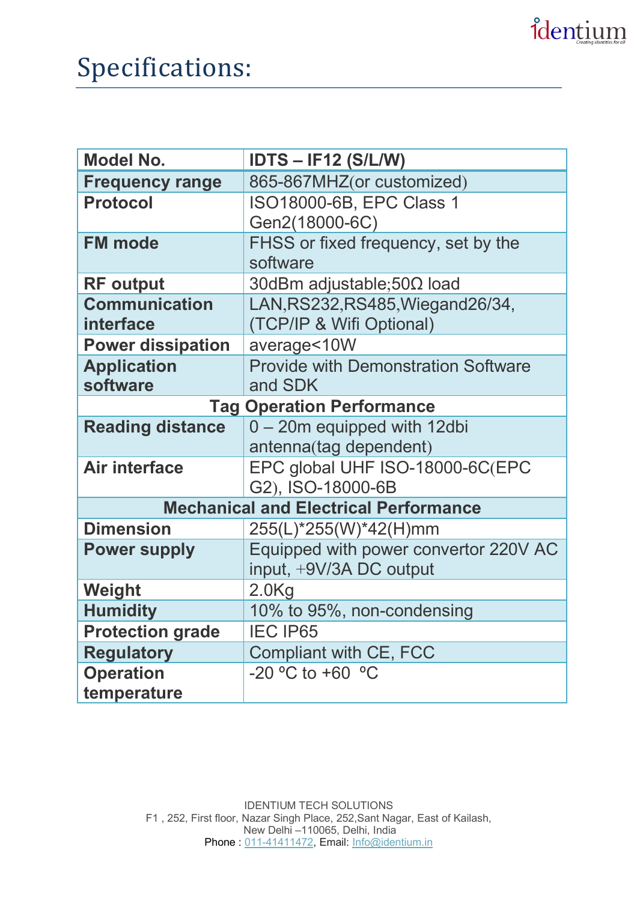# Specifications:

| Model No. | IDTS – IF12 (S/L/W) |
|---|---|
| **Frequency range** | 865-867MHZ(or customized) |
| **Protocol** | ISO18000-6B, EPC Class 1 Gen2(18000-6C) |
| **FM mode** | FHSS or fixed frequency, set by the software |
| **RF output** | 30dBm adjustable;50Ω load |
| **Communication interface** | LAN,RS232,RS485,Wiegand26/34, (TCP/IP & Wifi Optional) |
| **Power dissipation** | average<10W |
| **Application software** | Provide with Demonstration Software and SDK |
| **Tag Operation Performance** | |
| **Reading distance** | 0 – 20m equipped with 12dbi antenna(tag dependent) |
| **Air interface** | EPC global UHF ISO-18000-6C(EPC G2), ISO-18000-6B |
| **Mechanical and Electrical Performance** | |
| **Dimension** | 255(L)*255(W)*42(H)mm |
| **Power supply** | Equipped with power convertor 220V AC input, +9V/3A DC output |
| **Weight** | 2.0Kg |
| **Humidity** | 10% to 95%, non-condensing |
| **Protection grade** | IEC IP65 |
| **Regulatory** | Compliant with CE, FCC |
| **Operation temperature** | -20 ºC to +60 ºC |

IDENTIUM TECH SOLUTIONS
F1 , 252, First floor, Nazar Singh Place, 252,Sant Nagar, East of Kailash,
New Delhi –110065, Delhi, India
Phone : 011-41411472, Email: Info@identium.in